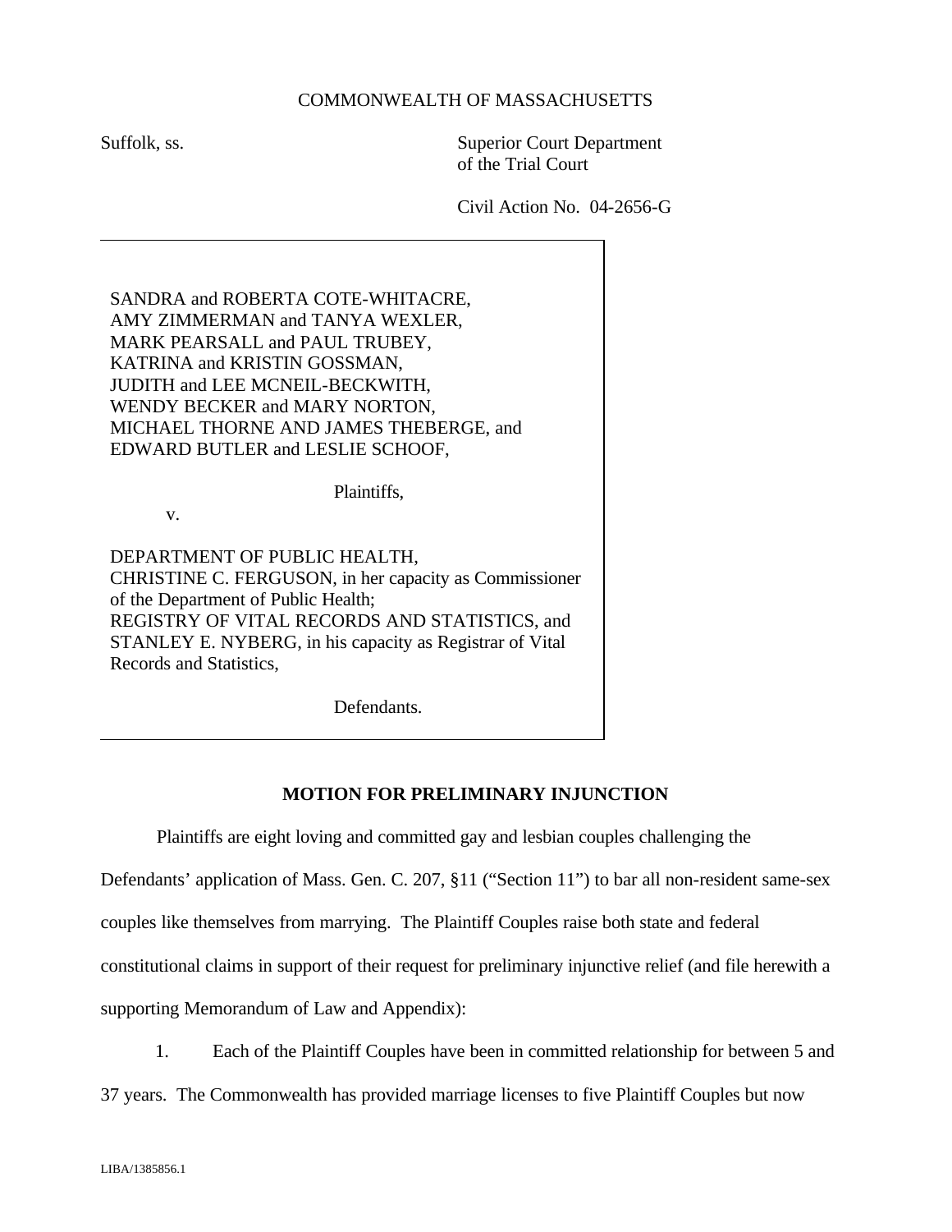COMMONWEALTH OF MASSACHUSETTS

Suffolk, ss.

Superior Court Department
of the Trial Court

Civil Action No. 04-2656-G

SANDRA and ROBERTA COTE-WHITACRE,
AMY ZIMMERMAN and TANYA WEXLER,
MARK PEARSALL and PAUL TRUBEY,
KATRINA and KRISTIN GOSSMAN,
JUDITH and LEE MCNEIL-BECKWITH,
WENDY BECKER and MARY NORTON,
MICHAEL THORNE AND JAMES THEBERGE, and
EDWARD BUTLER and LESLIE SCHOOF,

Plaintiffs,

v.

DEPARTMENT OF PUBLIC HEALTH,
CHRISTINE C. FERGUSON, in her capacity as Commissioner of the Department of Public Health;
REGISTRY OF VITAL RECORDS AND STATISTICS, and
STANLEY E. NYBERG, in his capacity as Registrar of Vital Records and Statistics,

Defendants.

## MOTION FOR PRELIMINARY INJUNCTION

Plaintiffs are eight loving and committed gay and lesbian couples challenging the Defendants' application of Mass. Gen. C. 207, §11 ("Section 11") to bar all non-resident same-sex couples like themselves from marrying. The Plaintiff Couples raise both state and federal constitutional claims in support of their request for preliminary injunctive relief (and file herewith a supporting Memorandum of Law and Appendix):

1. Each of the Plaintiff Couples have been in committed relationship for between 5 and 37 years. The Commonwealth has provided marriage licenses to five Plaintiff Couples but now

LIBA/1385856.1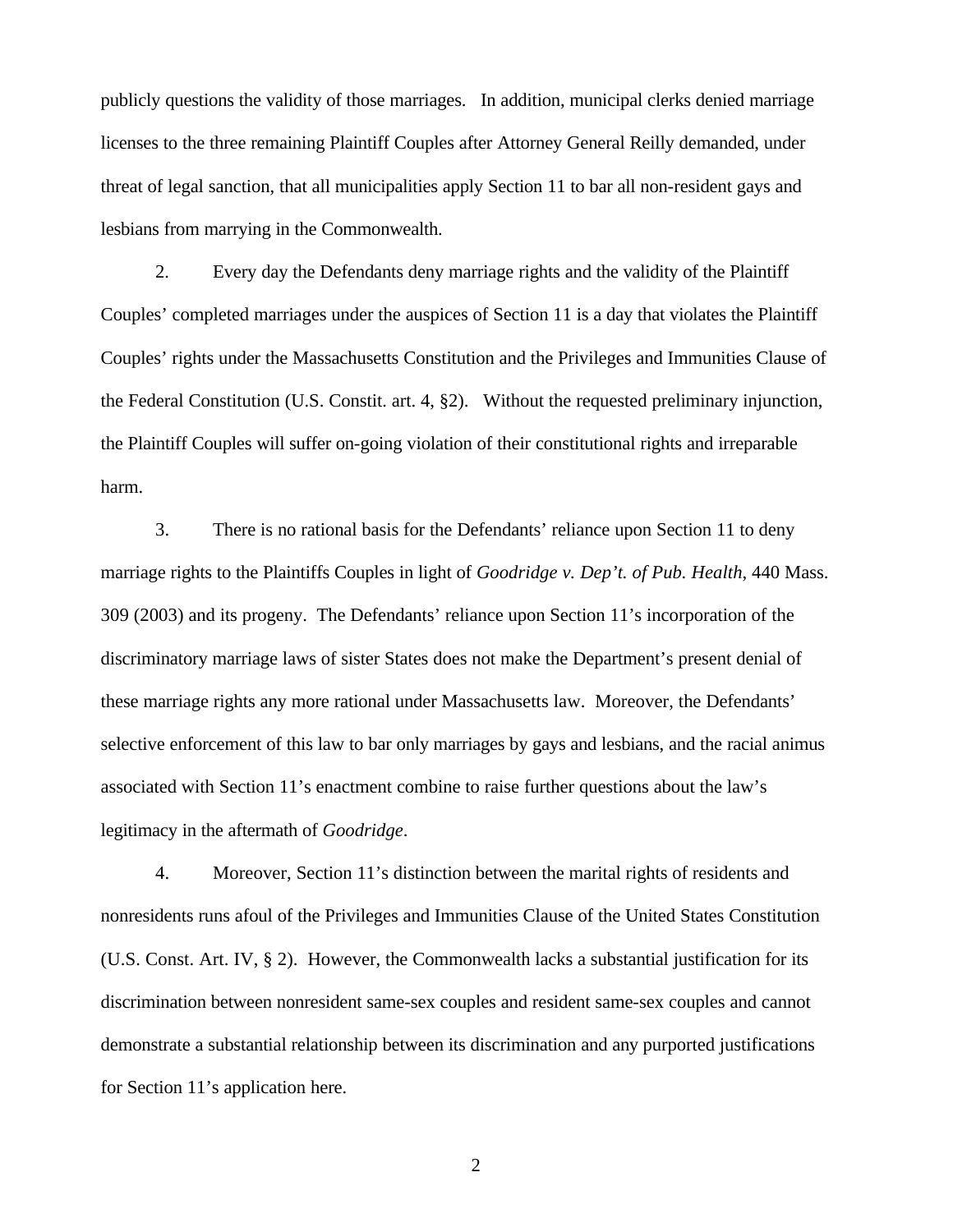publicly questions the validity of those marriages. In addition, municipal clerks denied marriage licenses to the three remaining Plaintiff Couples after Attorney General Reilly demanded, under threat of legal sanction, that all municipalities apply Section 11 to bar all non-resident gays and lesbians from marrying in the Commonwealth.

2. Every day the Defendants deny marriage rights and the validity of the Plaintiff Couples' completed marriages under the auspices of Section 11 is a day that violates the Plaintiff Couples' rights under the Massachusetts Constitution and the Privileges and Immunities Clause of the Federal Constitution (U.S. Constit. art. 4, §2). Without the requested preliminary injunction, the Plaintiff Couples will suffer on-going violation of their constitutional rights and irreparable harm.

3. There is no rational basis for the Defendants' reliance upon Section 11 to deny marriage rights to the Plaintiffs Couples in light of *Goodridge v. Dep't. of Pub. Health*, 440 Mass. 309 (2003) and its progeny. The Defendants' reliance upon Section 11's incorporation of the discriminatory marriage laws of sister States does not make the Department's present denial of these marriage rights any more rational under Massachusetts law. Moreover, the Defendants' selective enforcement of this law to bar only marriages by gays and lesbians, and the racial animus associated with Section 11's enactment combine to raise further questions about the law's legitimacy in the aftermath of *Goodridge*.

4. Moreover, Section 11's distinction between the marital rights of residents and nonresidents runs afoul of the Privileges and Immunities Clause of the United States Constitution (U.S. Const. Art. IV, § 2). However, the Commonwealth lacks a substantial justification for its discrimination between nonresident same-sex couples and resident same-sex couples and cannot demonstrate a substantial relationship between its discrimination and any purported justifications for Section 11's application here.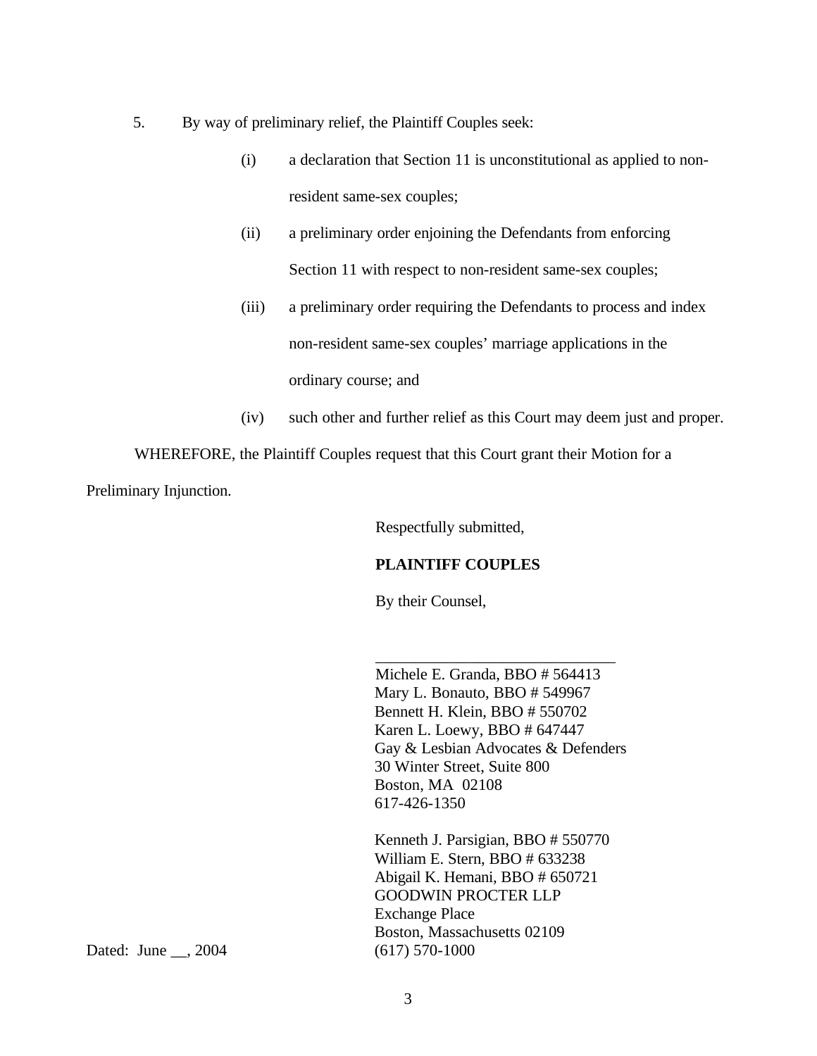5. By way of preliminary relief, the Plaintiff Couples seek:

   (i) a declaration that Section 11 is unconstitutional as applied to non-resident same-sex couples;

   (ii) a preliminary order enjoining the Defendants from enforcing Section 11 with respect to non-resident same-sex couples;

   (iii) a preliminary order requiring the Defendants to process and index non-resident same-sex couples' marriage applications in the ordinary course; and

   (iv) such other and further relief as this Court may deem just and proper.

WHEREFORE, the Plaintiff Couples request that this Court grant their Motion for a Preliminary Injunction.

Respectfully submitted,

**PLAINTIFF COUPLES**

By their Counsel,

\_\_\_\_\_\_\_\_\_\_\_\_\_\_\_\_\_\_\_\_\_\_\_\_\_\_\_\_\_\_
Michele E. Granda, BBO # 564413
Mary L. Bonauto, BBO # 549967
Bennett H. Klein, BBO # 550702
Karen L. Loewy, BBO # 647447
Gay & Lesbian Advocates & Defenders
30 Winter Street, Suite 800
Boston, MA 02108
617-426-1350

Kenneth J. Parsigian, BBO # 550770
William E. Stern, BBO # 633238
Abigail K. Hemani, BBO # 650721
GOODWIN PROCTER LLP
Exchange Place
Boston, Massachusetts 02109
(617) 570-1000

Dated: June __, 2004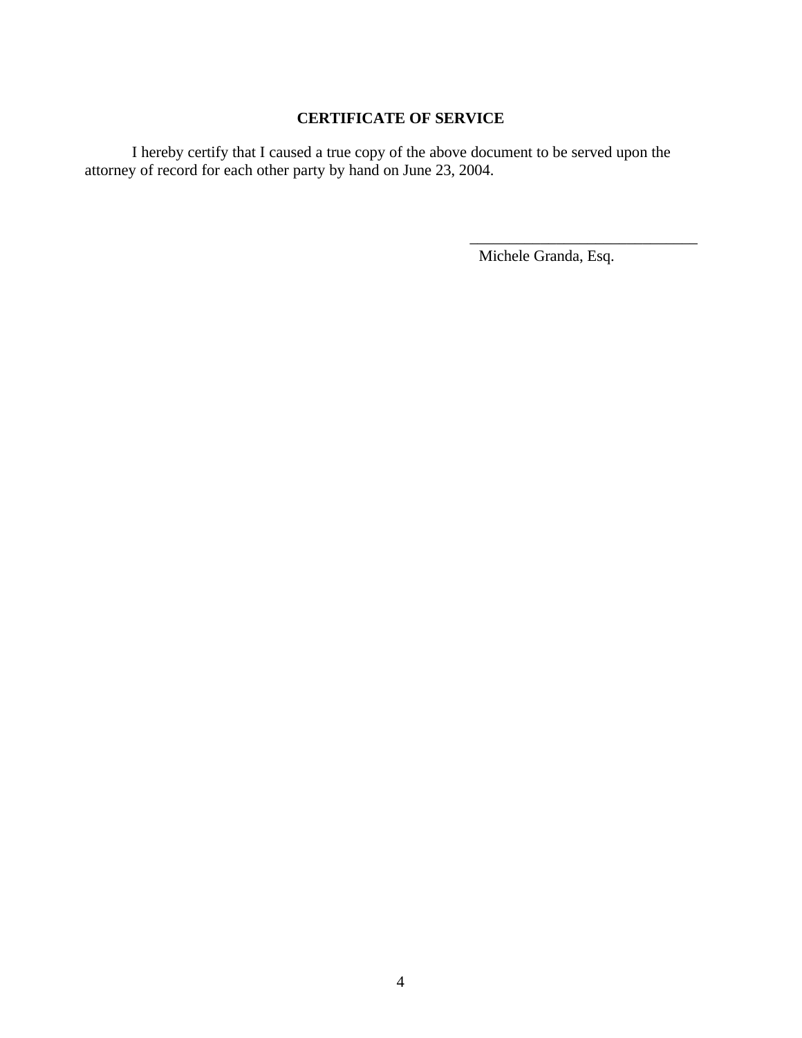**CERTIFICATE OF SERVICE**

I hereby certify that I caused a true copy of the above document to be served upon the attorney of record for each other party by hand on June 23, 2004.

\_\_\_\_\_\_\_\_\_\_\_\_\_\_\_\_\_\_\_\_\_\_\_\_\_\_\_\_\_\_

Michele Granda, Esq.